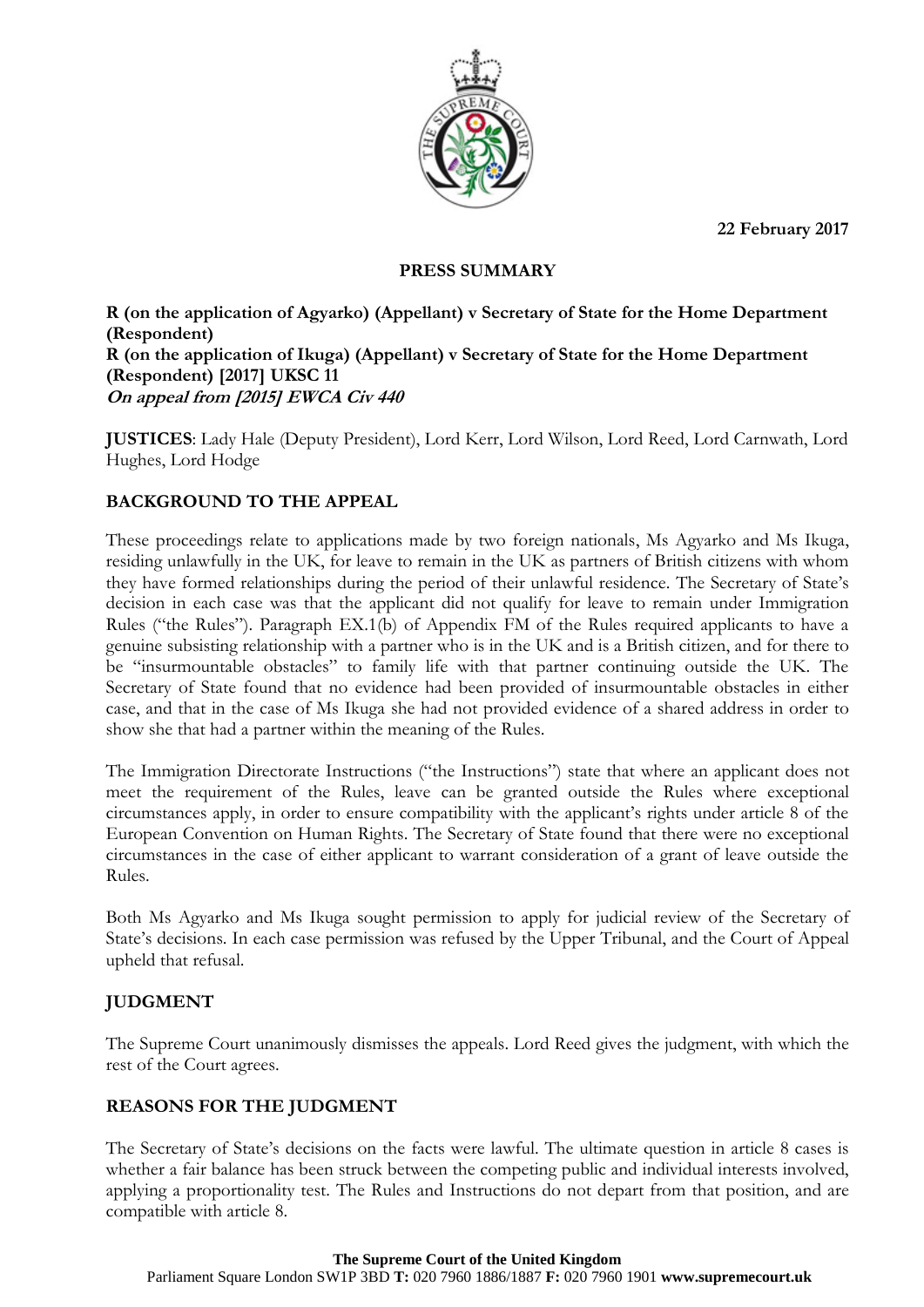22 February 2017

**PRESS SUMMARY**

**R (on the application of Agyarko) (Appellant) v Secretary of State for the Home Department (Respondent)**
**R (on the application of Ikuga) (Appellant) v Secretary of State for the Home Department (Respondent) [2017] UKSC 11**
***On appeal from [2015] EWCA Civ 440***

**JUSTICES**: Lady Hale (Deputy President), Lord Kerr, Lord Wilson, Lord Reed, Lord Carnwath, Lord Hughes, Lord Hodge

## BACKGROUND TO THE APPEAL

These proceedings relate to applications made by two foreign nationals, Ms Agyarko and Ms Ikuga, residing unlawfully in the UK, for leave to remain in the UK as partners of British citizens with whom they have formed relationships during the period of their unlawful residence. The Secretary of State's decision in each case was that the applicant did not qualify for leave to remain under Immigration Rules ("the Rules"). Paragraph EX.1(b) of Appendix FM of the Rules required applicants to have a genuine subsisting relationship with a partner who is in the UK and is a British citizen, and for there to be "insurmountable obstacles" to family life with that partner continuing outside the UK. The Secretary of State found that no evidence had been provided of insurmountable obstacles in either case, and that in the case of Ms Ikuga she had not provided evidence of a shared address in order to show she that had a partner within the meaning of the Rules.

The Immigration Directorate Instructions ("the Instructions") state that where an applicant does not meet the requirement of the Rules, leave can be granted outside the Rules where exceptional circumstances apply, in order to ensure compatibility with the applicant's rights under article 8 of the European Convention on Human Rights. The Secretary of State found that there were no exceptional circumstances in the case of either applicant to warrant consideration of a grant of leave outside the Rules.

Both Ms Agyarko and Ms Ikuga sought permission to apply for judicial review of the Secretary of State's decisions. In each case permission was refused by the Upper Tribunal, and the Court of Appeal upheld that refusal.

## JUDGMENT

The Supreme Court unanimously dismisses the appeals. Lord Reed gives the judgment, with which the rest of the Court agrees.

## REASONS FOR THE JUDGMENT

The Secretary of State's decisions on the facts were lawful. The ultimate question in article 8 cases is whether a fair balance has been struck between the competing public and individual interests involved, applying a proportionality test. The Rules and Instructions do not depart from that position, and are compatible with article 8.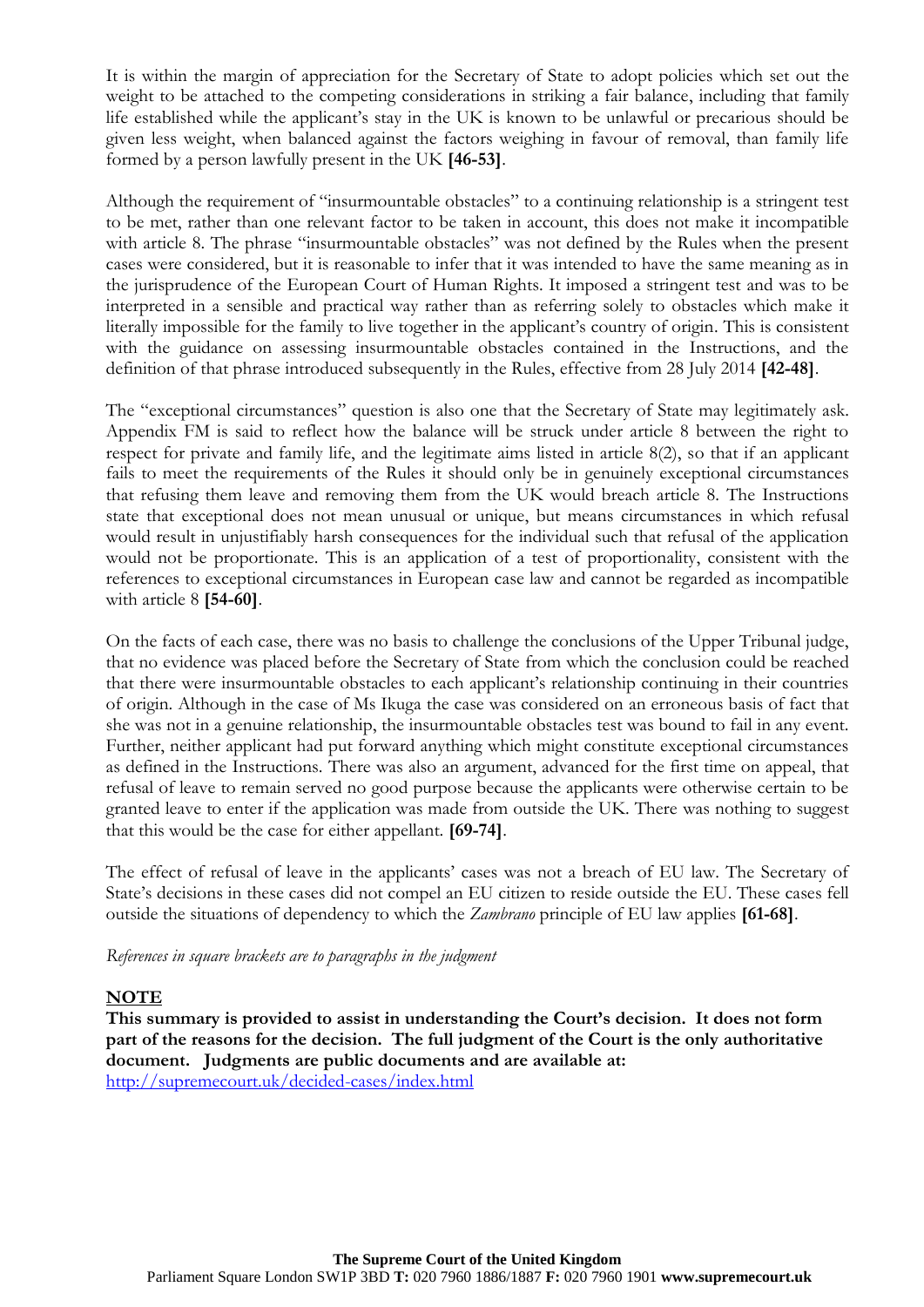It is within the margin of appreciation for the Secretary of State to adopt policies which set out the weight to be attached to the competing considerations in striking a fair balance, including that family life established while the applicant's stay in the UK is known to be unlawful or precarious should be given less weight, when balanced against the factors weighing in favour of removal, than family life formed by a person lawfully present in the UK **[46-53]**.

Although the requirement of "insurmountable obstacles" to a continuing relationship is a stringent test to be met, rather than one relevant factor to be taken in account, this does not make it incompatible with article 8. The phrase "insurmountable obstacles" was not defined by the Rules when the present cases were considered, but it is reasonable to infer that it was intended to have the same meaning as in the jurisprudence of the European Court of Human Rights. It imposed a stringent test and was to be interpreted in a sensible and practical way rather than as referring solely to obstacles which make it literally impossible for the family to live together in the applicant's country of origin. This is consistent with the guidance on assessing insurmountable obstacles contained in the Instructions, and the definition of that phrase introduced subsequently in the Rules, effective from 28 July 2014 **[42-48]**.

The "exceptional circumstances" question is also one that the Secretary of State may legitimately ask. Appendix FM is said to reflect how the balance will be struck under article 8 between the right to respect for private and family life, and the legitimate aims listed in article 8(2), so that if an applicant fails to meet the requirements of the Rules it should only be in genuinely exceptional circumstances that refusing them leave and removing them from the UK would breach article 8. The Instructions state that exceptional does not mean unusual or unique, but means circumstances in which refusal would result in unjustifiably harsh consequences for the individual such that refusal of the application would not be proportionate. This is an application of a test of proportionality, consistent with the references to exceptional circumstances in European case law and cannot be regarded as incompatible with article 8 **[54-60]**.

On the facts of each case, there was no basis to challenge the conclusions of the Upper Tribunal judge, that no evidence was placed before the Secretary of State from which the conclusion could be reached that there were insurmountable obstacles to each applicant's relationship continuing in their countries of origin. Although in the case of Ms Ikuga the case was considered on an erroneous basis of fact that she was not in a genuine relationship, the insurmountable obstacles test was bound to fail in any event. Further, neither applicant had put forward anything which might constitute exceptional circumstances as defined in the Instructions. There was also an argument, advanced for the first time on appeal, that refusal of leave to remain served no good purpose because the applicants were otherwise certain to be granted leave to enter if the application was made from outside the UK. There was nothing to suggest that this would be the case for either appellant. **[69-74]**.

The effect of refusal of leave in the applicants' cases was not a breach of EU law. The Secretary of State's decisions in these cases did not compel an EU citizen to reside outside the EU. These cases fell outside the situations of dependency to which the *Zambrano* principle of EU law applies **[61-68]**.

*References in square brackets are to paragraphs in the judgment*

**NOTE**

**This summary is provided to assist in understanding the Court's decision. It does not form part of the reasons for the decision. The full judgment of the Court is the only authoritative document. Judgments are public documents and are available at:**
http://supremecourt.uk/decided-cases/index.html

**The Supreme Court of the United Kingdom**
Parliament Square London SW1P 3BD **T:** 020 7960 1886/1887 **F:** 020 7960 1901 **www.supremecourt.uk**